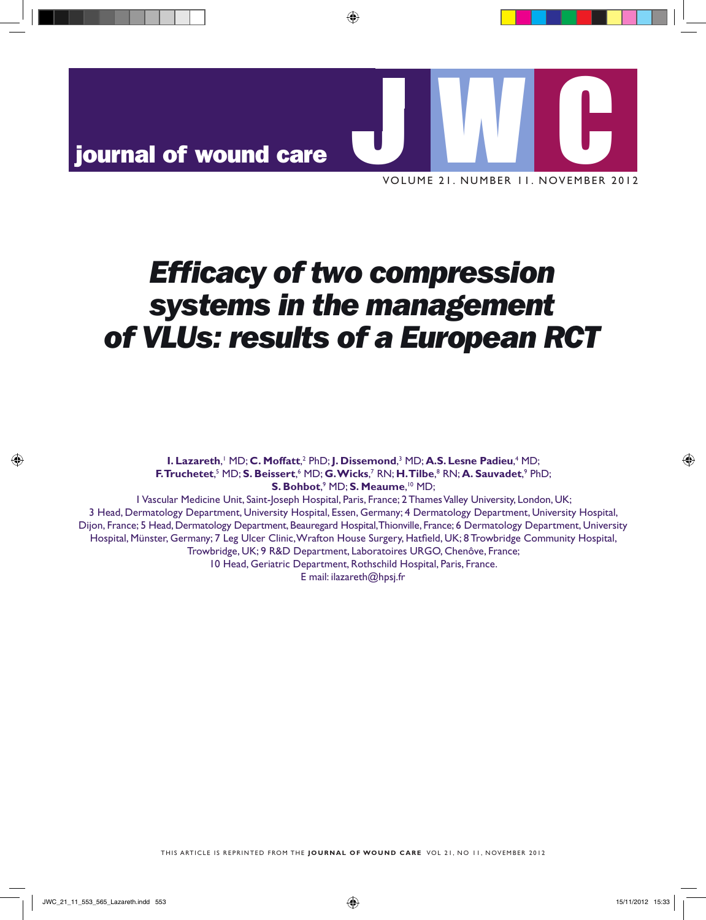# Efficacy of two compression systems in the management of VLUs: results of a European RCT

**I. Lazareth**,[1] MD; **C. Moffatt**,[2] PhD; **J. Dissemond**,[3] MD; **A.S. Lesne Padieu**,[4] MD; **F. Truchetet**,[5] MD; **S. Beissert**,[6] MD; **G. Wicks**,[7] RN; **H. Tilbe**,[8] RN; **A. Sauvadet**,[9] PhD; **S. Bohbot**,[9] MD; **S. Meaume**,[10] MD;

1 Vascular Medicine Unit, Saint-Joseph Hospital, Paris, France; 2 Thames Valley University, London, UK; 3 Head, Dermatology Department, University Hospital, Essen, Germany; 4 Dermatology Department, University Hospital, Dijon, France; 5 Head, Dermatology Department, Beauregard Hospital, Thionville, France; 6 Dermatology Department, University Hospital, Münster, Germany; 7 Leg Ulcer Clinic, Wrafton House Surgery, Hatfield, UK; 8 Trowbridge Community Hospital, Trowbridge, UK; 9 R&D Department, Laboratoires URGO, Chenôve, France; 10 Head, Geriatric Department, Rothschild Hospital, Paris, France.

E mail: ilazareth@hpsj.fr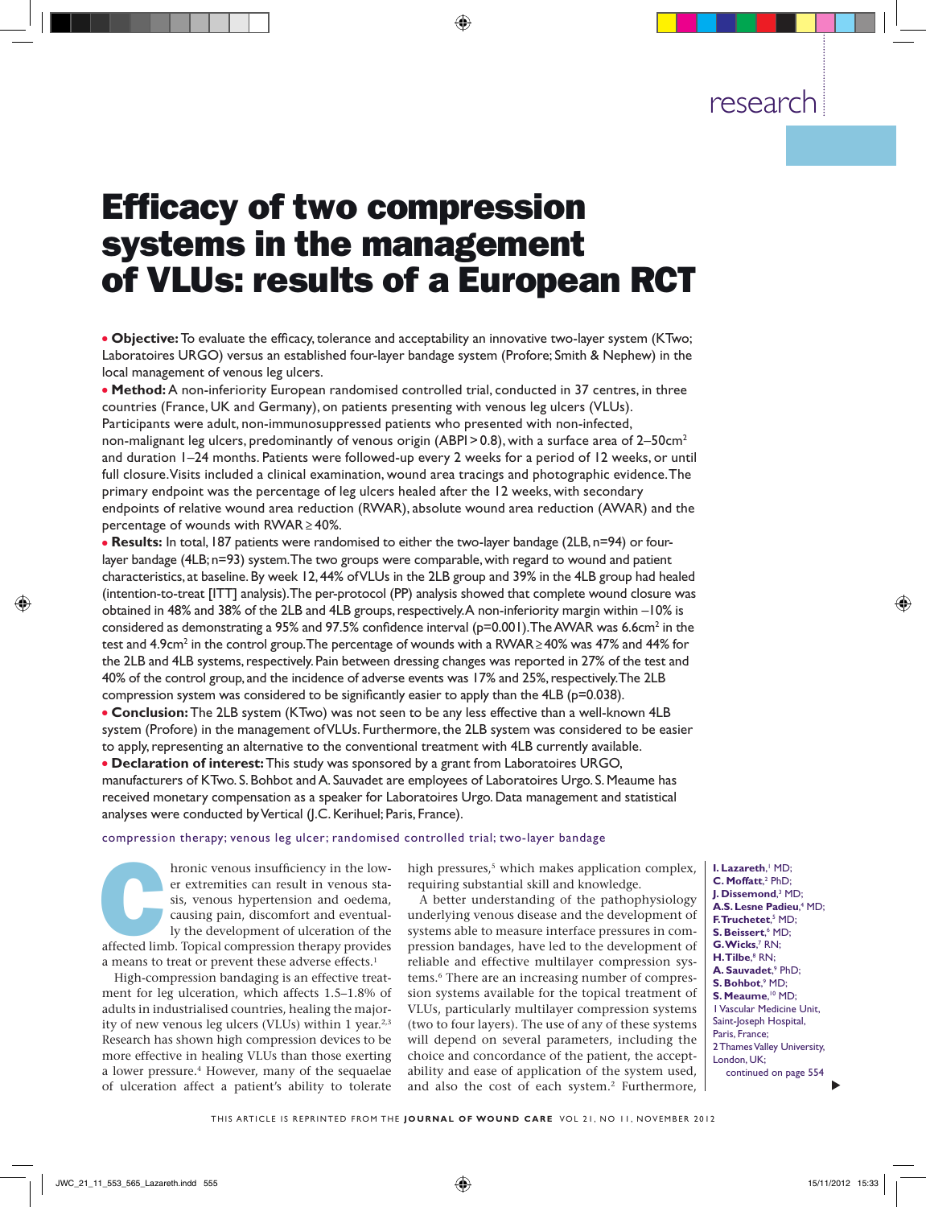research

# Efficacy of two compression systems in the management of VLUs: results of a European RCT

- **Objective:** To evaluate the efficacy, tolerance and acceptability an innovative two-layer system (KTwo; Laboratoires URGO) versus an established four-layer bandage system (Profore; Smith & Nephew) in the local management of venous leg ulcers.
- **Method:** A non-inferiority European randomised controlled trial, conducted in 37 centres, in three countries (France, UK and Germany), on patients presenting with venous leg ulcers (VLUs). Participants were adult, non-immunosuppressed patients who presented with non-infected, non-malignant leg ulcers, predominantly of venous origin (ABPI > 0.8), with a surface area of 2–50cm$^2$ and duration 1–24 months. Patients were followed-up every 2 weeks for a period of 12 weeks, or until full closure. Visits included a clinical examination, wound area tracings and photographic evidence. The primary endpoint was the percentage of leg ulcers healed after the 12 weeks, with secondary endpoints of relative wound area reduction (RWAR), absolute wound area reduction (AWAR) and the percentage of wounds with RWAR $\geq$ 40%.
- **Results:** In total, 187 patients were randomised to either the two-layer bandage (2LB, n=94) or four-layer bandage (4LB; n=93) system. The two groups were comparable, with regard to wound and patient characteristics, at baseline. By week 12, 44% of VLUs in the 2LB group and 39% in the 4LB group had healed (intention-to-treat [ITT] analysis). The per-protocol (PP) analysis showed that complete wound closure was obtained in 48% and 38% of the 2LB and 4LB groups, respectively. A non-inferiority margin within –10% is considered as demonstrating a 95% and 97.5% confidence interval (p=0.001). The AWAR was 6.6cm$^2$ in the test and 4.9cm$^2$ in the control group. The percentage of wounds with a RWAR $\geq$ 40% was 47% and 44% for the 2LB and 4LB systems, respectively. Pain between dressing changes was reported in 27% of the test and 40% of the control group, and the incidence of adverse events was 17% and 25%, respectively. The 2LB compression system was considered to be significantly easier to apply than the 4LB (p=0.038).
- **Conclusion:** The 2LB system (KTwo) was not seen to be any less effective than a well-known 4LB system (Profore) in the management of VLUs. Furthermore, the 2LB system was considered to be easier to apply, representing an alternative to the conventional treatment with 4LB currently available.
- **Declaration of interest:** This study was sponsored by a grant from Laboratoires URGO, manufacturers of KTwo. S. Bohbot and A. Sauvadet are employees of Laboratoires Urgo. S. Meaume has received monetary compensation as a speaker for Laboratoires Urgo. Data management and statistical analyses were conducted by Vertical (J.C. Kerihuel; Paris, France).

compression therapy; venous leg ulcer; randomised controlled trial; two-layer bandage

Chronic venous insufficiency in the lower extremities can result in venous stasis, venous hypertension and oedema, causing pain, discomfort and eventually the development of ulceration of the affected limb. Topical compression therapy provides a means to treat or prevent these adverse effects.[1]

High-compression bandaging is an effective treatment for leg ulceration, which affects 1.5–1.8% of adults in industrialised countries, healing the majority of new venous leg ulcers (VLUs) within 1 year.[2,3] Research has shown high compression devices to be more effective in healing VLUs than those exerting a lower pressure.[4] However, many of the sequalae of ulceration affect a patient's ability to tolerate high pressures,[5] which makes application complex, requiring substantial skill and knowledge.

A better understanding of the pathophysiology underlying venous disease and the development of systems able to measure interface pressures in compression bandages, have led to the development of reliable and effective multilayer compression systems.[6] There are an increasing number of compression systems available for the topical treatment of VLUs, particularly multilayer compression systems (two to four layers). The use of any of these systems will depend on several parameters, including the choice and concordance of the patient, the acceptability and ease of application of the system used, and also the cost of each system.[2] Furthermore,

**I. Lazareth**,[1] MD; **C. Moffatt**,[2] PhD; **J. Dissemond**,[3] MD; **A.S. Lesne Padieu**,[4] MD; **F. Truchetet**,[5] MD; **S. Beissert**,[6] MD; **G. Wicks**,[7] RN; **H. Tilbe**,[8] RN; **A. Sauvadet**,[9] PhD; **S. Bohbot**,[9] MD; **S. Meaume**,[10] MD;
1 Vascular Medicine Unit, Saint-Joseph Hospital, Paris, France;
2 Thames Valley University, London, UK;
continued on page 554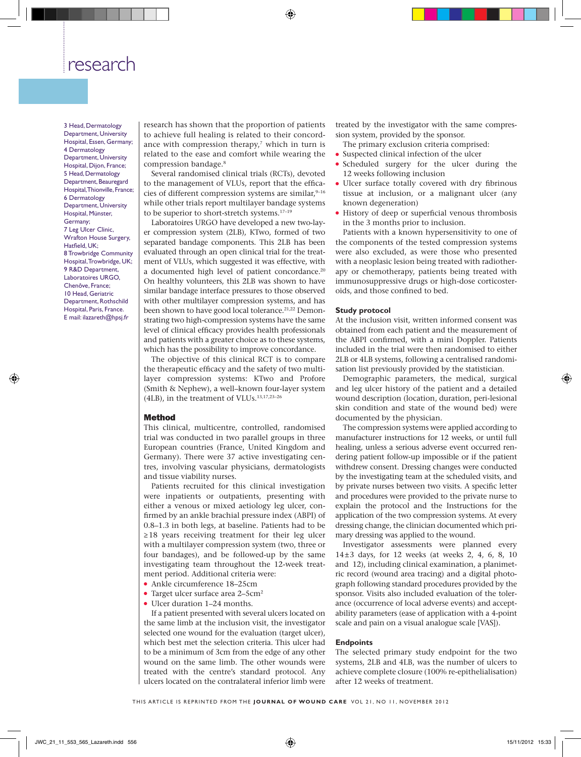3 Head, Dermatology Department, University Hospital, Essen, Germany; 4 Dermatology Department, University Hospital, Dijon, France; 5 Head, Dermatology Department, Beauregard Hospital, Thionville, France; 6 Dermatology Department, University Hospital, Münster, Germany; 7 Leg Ulcer Clinic, Wrafton House Surgery, Hatfield, UK; 8 Trowbridge Community Hospital, Trowbridge, UK; 9 R&D Department, Laboratoires URGO, Chenôve, France; 10 Head, Geriatric Department, Rothschild Hospital, Paris, France.
E mail: ilazareth@hpsj.fr

research has shown that the proportion of patients to achieve full healing is related to their concordance with compression therapy,[7] which in turn is related to the ease and comfort while wearing the compression bandage.[8]

Several randomised clinical trials (RCTs), devoted to the management of VLUs, report that the efficacies of different compression systems are similar,[9–16] while other trials report multilayer bandage systems to be superior to short-stretch systems.[17–19]

Laboratoires URGO have developed a new two-layer compression system (2LB), KTwo, formed of two separated bandage components. This 2LB has been evaluated through an open clinical trial for the treatment of VLUs, which suggested it was effective, with a documented high level of patient concordance.[20] On healthy volunteers, this 2LB was shown to have similar bandage interface pressures to those observed with other multilayer compression systems, and has been shown to have good local tolerance.[21,22] Demonstrating two high-compression systems have the same level of clinical efficacy provides health professionals and patients with a greater choice as to these systems, which has the possibility to improve concordance.

The objective of this clinical RCT is to compare the therapeutic efficacy and the safety of two multilayer compression systems: KTwo and Profore (Smith & Nephew), a well-known four-layer system (4LB), in the treatment of VLUs.[13,17,23–26]

## Method

This clinical, multicentre, controlled, randomised trial was conducted in two parallel groups in three European countries (France, United Kingdom and Germany). There were 37 active investigating centres, involving vascular physicians, dermatologists and tissue viability nurses.

Patients recruited for this clinical investigation were inpatients or outpatients, presenting with either a venous or mixed aetiology leg ulcer, confirmed by an ankle brachial pressure index (ABPI) of 0.8–1.3 in both legs, at baseline. Patients had to be ≥18 years receiving treatment for their leg ulcer with a multilayer compression system (two, three or four bandages), and be followed-up by the same investigating team throughout the 12-week treatment period. Additional criteria were:

- Ankle circumference 18–25cm
- Target ulcer surface area 2–5cm$^2$
- Ulcer duration 1–24 months.

If a patient presented with several ulcers located on the same limb at the inclusion visit, the investigator selected one wound for the evaluation (target ulcer), which best met the selection criteria. This ulcer had to be a minimum of 3cm from the edge of any other wound on the same limb. The other wounds were treated with the centre's standard protocol. Any ulcers located on the contralateral inferior limb were treated by the investigator with the same compression system, provided by the sponsor.

The primary exclusion criteria comprised:

- Suspected clinical infection of the ulcer
- Scheduled surgery for the ulcer during the 12 weeks following inclusion
- Ulcer surface totally covered with dry fibrinous tissue at inclusion, or a malignant ulcer (any known degeneration)
- History of deep or superficial venous thrombosis in the 3 months prior to inclusion.

Patients with a known hypersensitivity to one of the components of the tested compression systems were also excluded, as were those who presented with a neoplasic lesion being treated with radiotherapy or chemotherapy, patients being treated with immunosuppressive drugs or high-dose corticosteroids, and those confined to bed.

### Study protocol

At the inclusion visit, written informed consent was obtained from each patient and the measurement of the ABPI confirmed, with a mini Doppler. Patients included in the trial were then randomised to either 2LB or 4LB systems, following a centralised randomisation list previously provided by the statistician.

Demographic parameters, the medical, surgical and leg ulcer history of the patient and a detailed wound description (location, duration, peri-lesional skin condition and state of the wound bed) were documented by the physician.

The compression systems were applied according to manufacturer instructions for 12 weeks, or until full healing, unless a serious adverse event occurred rendering patient follow-up impossible or if the patient withdrew consent. Dressing changes were conducted by the investigating team at the scheduled visits, and by private nurses between two visits. A specific letter and procedures were provided to the private nurse to explain the protocol and the Instructions for the application of the two compression systems. At every dressing change, the clinician documented which primary dressing was applied to the wound.

Investigator assessments were planned every 14±3 days, for 12 weeks (at weeks 2, 4, 6, 8, 10 and 12), including clinical examination, a planimetric record (wound area tracing) and a digital photograph following standard procedures provided by the sponsor. Visits also included evaluation of the tolerance (occurrence of local adverse events) and acceptability parameters (ease of application with a 4-point scale and pain on a visual analogue scale [VAS]).

### Endpoints

The selected primary study endpoint for the two systems, 2LB and 4LB, was the number of ulcers to achieve complete closure (100% re-epithelialisation) after 12 weeks of treatment.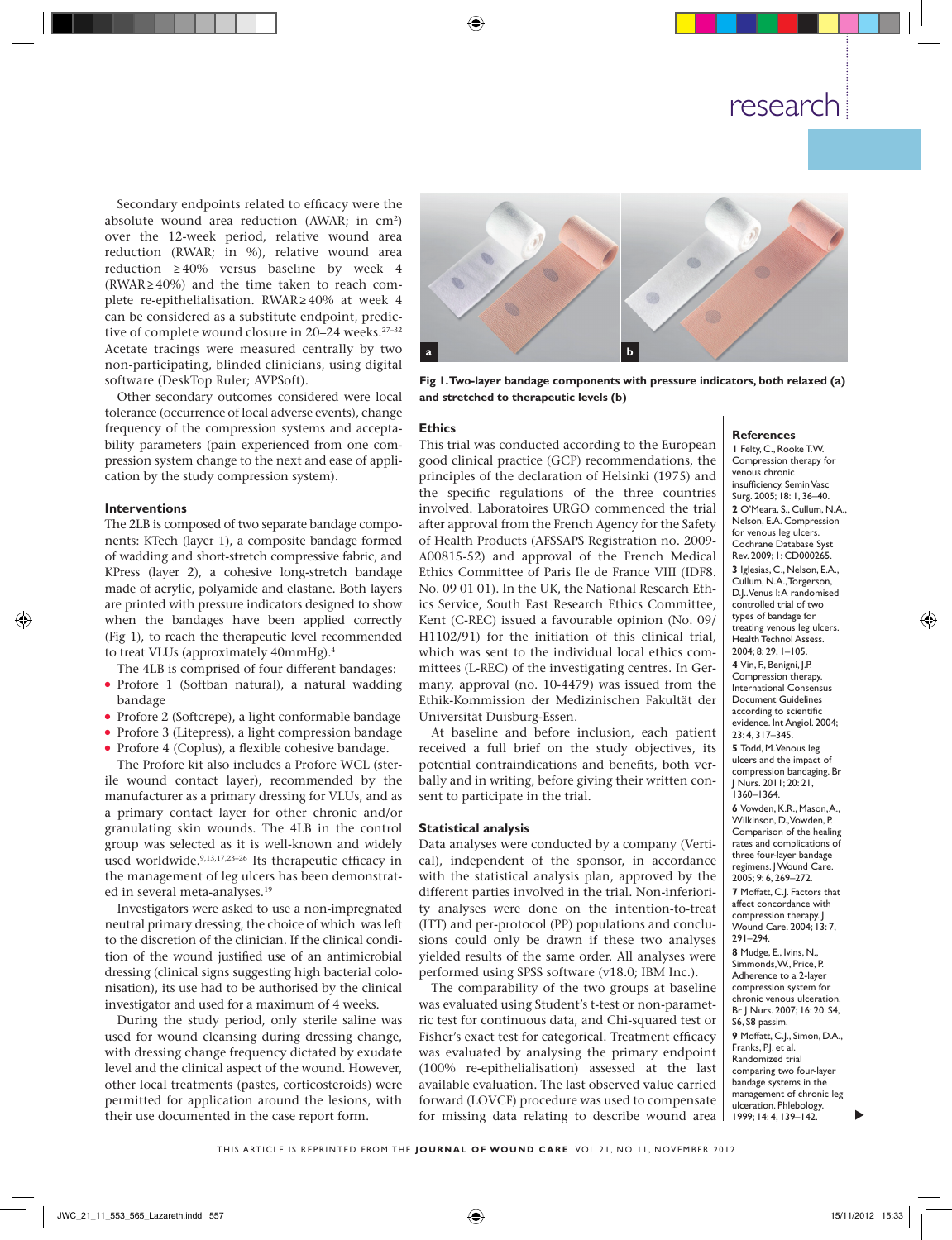Secondary endpoints related to efficacy were the absolute wound area reduction (AWAR; in $cm^2$) over the 12-week period, relative wound area reduction (RWAR; in %), relative wound area reduction ≥40% versus baseline by week 4 (RWAR≥40%) and the time taken to reach complete re-epithelialisation. RWAR≥40% at week 4 can be considered as a substitute endpoint, predictive of complete wound closure in 20–24 weeks.[27–32] Acetate tracings were measured centrally by two non-participating, blinded clinicians, using digital software (DeskTop Ruler; AVPSoft).

Other secondary outcomes considered were local tolerance (occurrence of local adverse events), change frequency of the compression systems and acceptability parameters (pain experienced from one compression system change to the next and ease of application by the study compression system).

### Interventions

The 2LB is composed of two separate bandage components: KTech (layer 1), a composite bandage formed of wadding and short-stretch compressive fabric, and KPress (layer 2), a cohesive long-stretch bandage made of acrylic, polyamide and elastane. Both layers are printed with pressure indicators designed to show when the bandages have been applied correctly (Fig 1), to reach the therapeutic level recommended to treat VLUs (approximately 40mmHg).[4]

The 4LB is comprised of four different bandages:

- Profore 1 (Softban natural), a natural wadding bandage
- Profore 2 (Softcrepe), a light conformable bandage
- Profore 3 (Litepress), a light compression bandage
- Profore 4 (Coplus), a flexible cohesive bandage.

The Profore kit also includes a Profore WCL (sterile wound contact layer), recommended by the manufacturer as a primary dressing for VLUs, and as a primary contact layer for other chronic and/or granulating skin wounds. The 4LB in the control group was selected as it is well-known and widely used worldwide.[9,13,17,23–26] Its therapeutic efficacy in the management of leg ulcers has been demonstrated in several meta-analyses.[19]

Investigators were asked to use a non-impregnated neutral primary dressing, the choice of which was left to the discretion of the clinician. If the clinical condition of the wound justified use of an antimicrobial dressing (clinical signs suggesting high bacterial colonisation), its use had to be authorised by the clinical investigator and used for a maximum of 4 weeks.

During the study period, only sterile saline was used for wound cleansing during dressing change, with dressing change frequency dictated by exudate level and the clinical aspect of the wound. However, other local treatments (pastes, corticosteroids) were permitted for application around the lesions, with their use documented in the case report form.

**Fig 1. Two-layer bandage components with pressure indicators, both relaxed (a) and stretched to therapeutic levels (b)**

### Ethics

This trial was conducted according to the European good clinical practice (GCP) recommendations, the principles of the declaration of Helsinki (1975) and the specific regulations of the three countries involved. Laboratoires URGO commenced the trial after approval from the French Agency for the Safety of Health Products (AFSSAPS Registration no. 2009-A00815-52) and approval of the French Medical Ethics Committee of Paris Ile de France VIII (IDF8. No. 09 01 01). In the UK, the National Research Ethics Service, South East Research Ethics Committee, Kent (C-REC) issued a favourable opinion (No. 09/H1102/91) for the initiation of this clinical trial, which was sent to the individual local ethics committees (L-REC) of the investigating centres. In Germany, approval (no. 10-4479) was issued from the Ethik-Kommission der Medizinischen Fakultät der Universität Duisburg-Essen.

At baseline and before inclusion, each patient received a full brief on the study objectives, its potential contraindications and benefits, both verbally and in writing, before giving their written consent to participate in the trial.

### Statistical analysis

Data analyses were conducted by a company (Vertical), independent of the sponsor, in accordance with the statistical analysis plan, approved by the different parties involved in the trial. Non-inferiority analyses were done on the intention-to-treat (ITT) and per-protocol (PP) populations and conclusions could only be drawn if these two analyses yielded results of the same order. All analyses were performed using SPSS software (v18.0; IBM Inc.).

The comparability of the two groups at baseline was evaluated using Student's t-test or non-parametric test for continuous data, and Chi-squared test or Fisher's exact test for categorical. Treatment efficacy was evaluated by analysing the primary endpoint (100% re-epithelialisation) assessed at the last available evaluation. The last observed value carried forward (LOVCF) procedure was used to compensate for missing data relating to describe wound area

### References

1 Felty, C., Rooke T.W. Compression therapy for venous chronic insufficiency. Semin Vasc Surg. 2005; 18: 1, 36–40.

2 O'Meara, S., Cullum, N.A., Nelson, E.A. Compression for venous leg ulcers. Cochrane Database Syst Rev. 2009; 1: CD000265.

3 Iglesias, C., Nelson, E.A., Cullum, N.A., Torgerson, D.J.. Venus I: A randomised controlled trial of two types of bandage for treating venous leg ulcers. Health Technol Assess. 2004; 8: 29, 1–105.

4 Vin, F., Benigni, J.P. Compression therapy. International Consensus Document Guidelines according to scientific evidence. Int Angiol. 2004; 23: 4, 317–345.

5 Todd, M. Venous leg ulcers and the impact of compression bandaging. Br J Nurs. 2011; 20: 21, 1360–1364.

6 Vowden, K.R., Mason, A., Wilkinson, D., Vowden, P. Comparison of the healing rates and complications of three four-layer bandage regimens. J Wound Care. 2005; 9: 6, 269–272.

7 Moffatt, C.J. Factors that affect concordance with compression therapy. J Wound Care. 2004; 13: 7, 291–294.

8 Mudge, E., Ivins, N., Simmonds, W., Price, P. Adherence to a 2-layer compression system for chronic venous ulceration. Br J Nurs. 2007; 16: 20. S4, S6, S8 passim.

9 Moffatt, C.J., Simon, D.A., Franks, P.J. et al. Randomized trial comparing two four-layer bandage systems in the management of chronic leg ulceration. Phlebology. 1999; 14: 4, 139–142.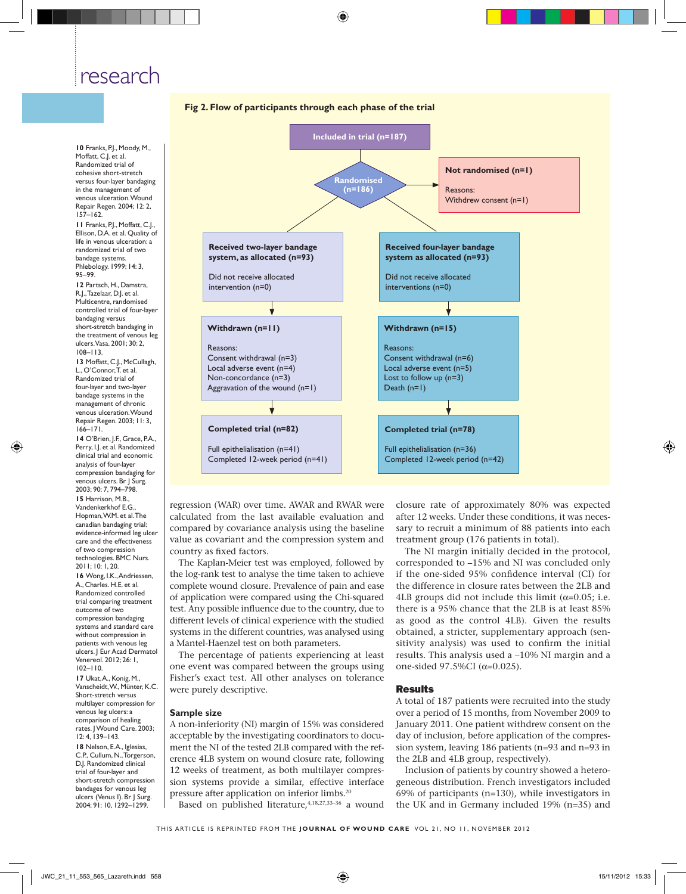10 Franks, P.J., Moody, M., Moffatt, C.J. et al. Randomized trial of cohesive short-stretch versus four-layer bandaging in the management of venous ulceration. Wound Repair Regen. 2004; 12: 2, 157–162.

11 Franks, P.J., Moffatt, C.J., Ellison, D.A. et al. Quality of life in venous ulceration: a randomized trial of two bandage systems. Phlebology. 1999; 14: 3, 95–99.

12 Partsch, H., Damstra, R.J., Tazelaar, D.J. et al. Multicentre, randomised controlled trial of four-layer bandaging versus short-stretch bandaging in the treatment of venous leg ulcers. Vasa. 2001; 30: 2, 108–113.

13 Moffatt, C.J., McCullagh, L., O'Connor, T. et al. Randomized trial of four-layer and two-layer bandage systems in the management of chronic venous ulceration. Wound Repair Regen. 2003; 11: 3, 166–171.

14 O'Brien, J.F., Grace, P.A., Perry, I.J. et al. Randomized clinical trial and economic analysis of four-layer compression bandaging for venous ulcers. Br J Surg. 2003; 90: 7, 794–798.

15 Harrison, M.B., Vandenkerkhof E.G., Hopman, W.M. et al. The canadian bandaging trial: evidence-informed leg ulcer care and the effectiveness of two compression technologies. BMC Nurs. 2011; 10: 1, 20.

16 Wong, I.K., Andriessen, A., Charles. H.E. et al. Randomized controlled trial comparing treatment outcome of two compression bandaging systems and standard care without compression in patients with venous leg ulcers. J Eur Acad Dermatol Venereol. 2012; 26: 1, 102–110.

17 Ukat, A., Konig, M., Vanscheidt, W., Münter, K.C. Short-stretch versus multilayer compression for venous leg ulcers: a comparison of healing rates. J Wound Care. 2003; 12: 4, 139–143.

18 Nelson, E.A., Iglesias, C.P., Cullum, N., Torgerson, D.J. Randomized clinical trial of four-layer and short-stretch compression bandages for venous leg ulcers (Venus I). Br J Surg. 2004; 91: 10, 1292–1299.

**Fig 2. Flow of participants through each phase of the trial**

- **Included in trial (n=187)**
  - **Not randomised (n=1)** — Reasons: Withdrew consent (n=1)
- **Randomised (n=186)**

| Two-layer bandage | Four-layer bandage |
|---|---|
| **Received two-layer bandage system, as allocated (n=93)**<br>Did not receive allocated intervention (n=0) | **Received four-layer bandage system as allocated (n=93)**<br>Did not receive allocated interventions (n=0) |
| **Withdrawn (n=11)**<br>Reasons:<br>Consent withdrawal (n=3)<br>Local adverse event (n=4)<br>Non-concordance (n=3)<br>Aggravation of the wound (n=1) | **Withdrawn (n=15)**<br>Reasons:<br>Consent withdrawal (n=6)<br>Local adverse event (n=5)<br>Lost to follow up (n=3)<br>Death (n=1) |
| **Completed trial (n=82)**<br>Full epithelialisation (n=41)<br>Completed 12-week period (n=41) | **Completed trial (n=78)**<br>Full epithelialisation (n=36)<br>Completed 12-week period (n=42) |

regression (WAR) over time. AWAR and RWAR were calculated from the last available evaluation and compared by covariance analysis using the baseline value as covariant and the compression system and country as fixed factors.

The Kaplan-Meier test was employed, followed by the log-rank test to analyse the time taken to achieve complete wound closure. Prevalence of pain and ease of application were compared using the Chi-squared test. Any possible influence due to the country, due to different levels of clinical experience with the studied systems in the different countries, was analysed using a Mantel-Haenzel test on both parameters.

The percentage of patients experiencing at least one event was compared between the groups using Fisher's exact test. All other analyses on tolerance were purely descriptive.

## Sample size

A non-inferiority (NI) margin of 15% was considered acceptable by the investigating coordinators to document the NI of the tested 2LB compared with the reference 4LB system on wound closure rate, following 12 weeks of treatment, as both multilayer compression systems provide a similar, effective interface pressure after application on inferior limbs.[20]

Based on published literature,[4,18,27,33–36] a wound closure rate of approximately 80% was expected after 12 weeks. Under these conditions, it was necessary to recruit a minimum of 88 patients into each treatment group (176 patients in total).

The NI margin initially decided in the protocol, corresponded to –15% and NI was concluded only if the one-sided 95% confidence interval (CI) for the difference in closure rates between the 2LB and 4LB groups did not include this limit ($\alpha$=0.05; i.e. there is a 95% chance that the 2LB is at least 85% as good as the control 4LB). Given the results obtained, a stricter, supplementary approach (sensitivity analysis) was used to confirm the initial results. This analysis used a –10% NI margin and a one-sided 97.5%CI ($\alpha$=0.025).

## Results

A total of 187 patients were recruited into the study over a period of 15 months, from November 2009 to January 2011. One patient withdrew consent on the day of inclusion, before application of the compression system, leaving 186 patients (n=93 and n=93 in the 2LB and 4LB group, respectively).

Inclusion of patients by country showed a heterogeneous distribution. French investigators included 69% of participants (n=130), while investigators in the UK and in Germany included 19% (n=35) and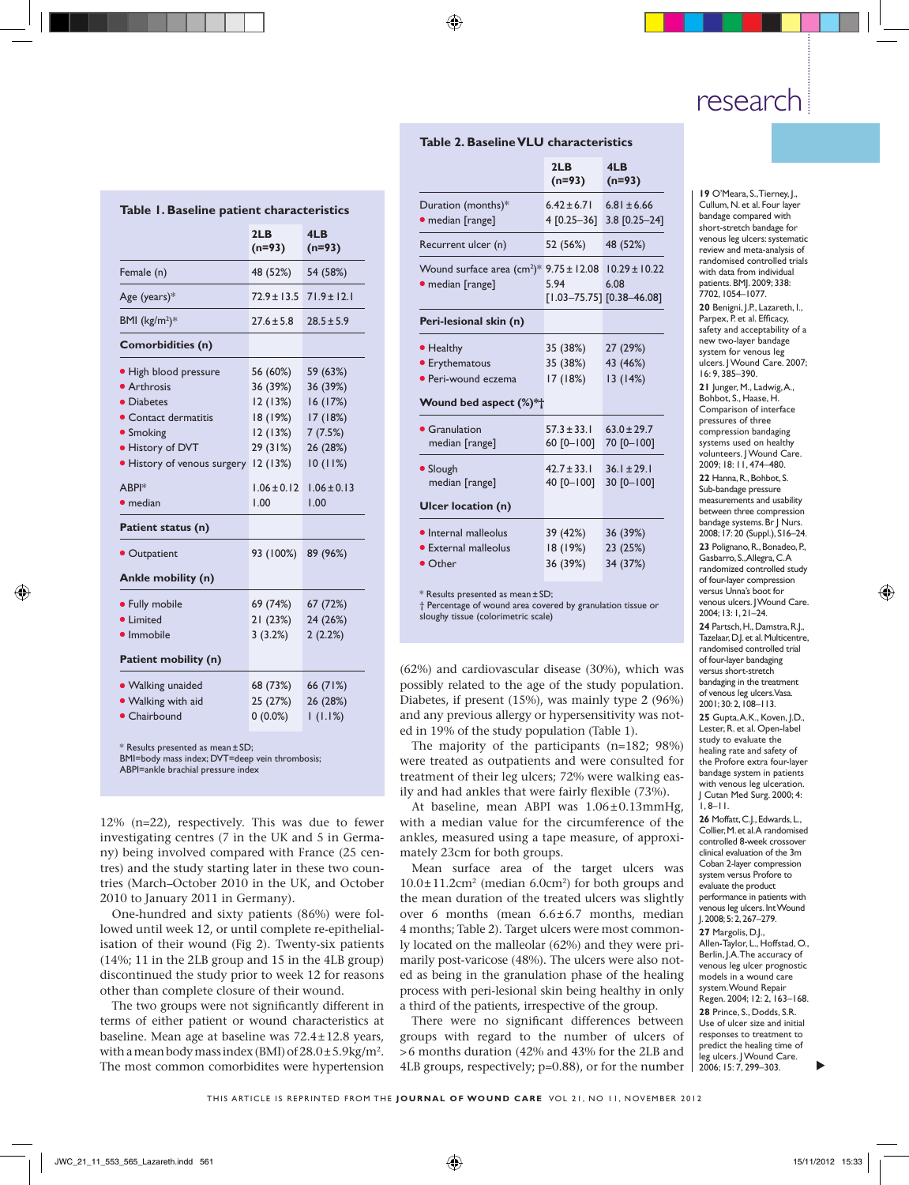**Table 1. Baseline patient characteristics**

| | 2LB (n=93) | 4LB (n=93) |
|---|---|---|
| Female (n) | 48 (52%) | 54 (58%) |
| Age (years)* | 72.9±13.5 | 71.9±12.1 |
| BMI (kg/m²)* | 27.6±5.8 | 28.5±5.9 |
| **Comorbidities (n)** | | |
| • High blood pressure | 56 (60%) | 59 (63%) |
| • Arthrosis | 36 (39%) | 36 (39%) |
| • Diabetes | 12 (13%) | 16 (17%) |
| • Contact dermatitis | 18 (19%) | 17 (18%) |
| • Smoking | 12 (13%) | 7 (7.5%) |
| • History of DVT | 29 (31%) | 26 (28%) |
| • History of venous surgery | 12 (13%) | 10 (11%) |
| ABPI* | 1.06±0.12 | 1.06±0.13 |
| • median | 1.00 | 1.00 |
| **Patient status (n)** | | |
| • Outpatient | 93 (100%) | 89 (96%) |
| **Ankle mobility (n)** | | |
| • Fully mobile | 69 (74%) | 67 (72%) |
| • Limited | 21 (23%) | 24 (26%) |
| • Immobile | 3 (3.2%) | 2 (2.2%) |
| **Patient mobility (n)** | | |
| • Walking unaided | 68 (73%) | 66 (71%) |
| • Walking with aid | 25 (27%) | 26 (28%) |
| • Chairbound | 0 (0.0%) | 1 (1.1%) |

\* Results presented as mean±SD;
BMI=body mass index; DVT=deep vein thrombosis;
ABPI=ankle brachial pressure index

12% (n=22), respectively. This was due to fewer investigating centres (7 in the UK and 5 in Germany) being involved compared with France (25 centres) and the study starting later in these two countries (March–October 2010 in the UK, and October 2010 to January 2011 in Germany).

One-hundred and sixty patients (86%) were followed until week 12, or until complete re-epithelialisation of their wound (Fig 2). Twenty-six patients (14%; 11 in the 2LB group and 15 in the 4LB group) discontinued the study prior to week 12 for reasons other than complete closure of their wound.

The two groups were not significantly different in terms of either patient or wound characteristics at baseline. Mean age at baseline was 72.4±12.8 years, with a mean body mass index (BMI) of 28.0±5.9kg/m². The most common comorbidities were hypertension

**Table 2. Baseline VLU characteristics**

| | 2LB (n=93) | 4LB (n=93) |
|---|---|---|
| Duration (months)* | 6.42±6.71 | 6.81±6.66 |
| • median [range] | 4 [0.25–36] | 3.8 [0.25–24] |
| Recurrent ulcer (n) | 52 (56%) | 48 (52%) |
| Wound surface area (cm²)* | 9.75±12.08 | 10.29±10.22 |
| • median [range] | 5.94 [1.03–75.75] | 6.08 [0.38–46.08] |
| **Peri-lesional skin (n)** | | |
| • Healthy | 35 (38%) | 27 (29%) |
| • Erythematous | 35 (38%) | 43 (46%) |
| • Peri-wound eczema | 17 (18%) | 13 (14%) |
| **Wound bed aspect (%)*†** | | |
| • Granulation median [range] | 57.3±33.1 60 [0–100] | 63.0±29.7 70 [0–100] |
| • Slough median [range] | 42.7±33.1 40 [0–100] | 36.1±29.1 30 [0–100] |
| **Ulcer location (n)** | | |
| • Internal malleolus | 39 (42%) | 36 (39%) |
| • External malleolus | 18 (19%) | 23 (25%) |
| • Other | 36 (39%) | 34 (37%) |

\* Results presented as mean±SD;
† Percentage of wound area covered by granulation tissue or sloughy tissue (colorimetric scale)

(62%) and cardiovascular disease (30%), which was possibly related to the age of the study population. Diabetes, if present (15%), was mainly type 2 (96%) and any previous allergy or hypersensitivity was noted in 19% of the study population (Table 1).

The majority of the participants (n=182; 98%) were treated as outpatients and were consulted for treatment of their leg ulcers; 72% were walking easily and had ankles that were fairly flexible (73%).

At baseline, mean ABPI was 1.06±0.13mmHg, with a median value for the circumference of the ankles, measured using a tape measure, of approximately 23cm for both groups.

Mean surface area of the target ulcers was 10.0±11.2cm² (median 6.0cm²) for both groups and the mean duration of the treated ulcers was slightly over 6 months (mean 6.6±6.7 months, median 4 months; Table 2). Target ulcers were most commonly located on the malleolar (62%) and they were primarily post-varicose (48%). The ulcers were also noted as being in the granulation phase of the healing process with peri-lesional skin being healthy in only a third of the patients, irrespective of the group.

There were no significant differences between groups with regard to the number of ulcers of >6 months duration (42% and 43% for the 2LB and 4LB groups, respectively; p=0.88), or for the number

19 O'Meara, S., Tierney, J., Cullum, N. et al. Four layer bandage compared with short-stretch bandage for venous leg ulcers: systematic review and meta-analysis of randomised controlled trials with data from individual patients. BMJ. 2009; 338: 7702, 1054–1077.

20 Benigni, J.P., Lazareth, I., Parpex, P. et al. Efficacy, safety and acceptability of a new two-layer bandage system for venous leg ulcers. J Wound Care. 2007; 16: 9, 385–390.

21 Junger, M., Ladwig, A., Bohbot, S., Haase, H. Comparison of interface pressures of three compression bandaging systems used on healthy volunteers. J Wound Care. 2009; 18: 11, 474–480.

22 Hanna, R., Bohbot, S. Sub-bandage pressure measurements and usability between three compression bandage systems. Br J Nurs. 2008; 17: 20 (Suppl.), S16–24.

23 Polignano, R., Bonadeo, P., Gasbarro, S., Allegra, C. A randomised controlled study of four-layer compression versus Unna's boot for venous ulcers. J Wound Care. 2004; 13: 1, 21–24.

24 Partsch, H., Damstra, R.J., Tazelaar, D.J. et al. Multicentre, randomised controlled trial of four-layer bandaging versus short-stretch bandaging in the treatment of venous leg ulcers. Vasa. 2001; 30: 2, 108–113.

25 Gupta, A.K., Koven, J.D., Lester, R. et al. Open-label study to evaluate the healing rate and safety of the Profore extra four-layer bandage system in patients with venous leg ulceration. J Cutan Med Surg. 2000; 4: 1, 8–11.

26 Moffatt, C.J., Edwards, L., Collier, M. et al. A randomised controlled 8-week crossover clinical evaluation of the 3m Coban 2-layer compression system versus Profore to evaluate the product performance in patients with venous leg ulcers. Int Wound J. 2008; 5: 2, 267–279.

27 Margolis, D.J., Allen-Taylor, L., Hoffstad, O., Berlin, J.A. The accuracy of venous leg ulcer prognostic models in a wound care system. Wound Repair Regen. 2004; 12: 2, 163–168.

28 Prince, S., Dodds, S.R. Use of ulcer size and initial responses to treatment to predict the healing time of leg ulcers. J Wound Care. 2006; 15: 7, 299–303.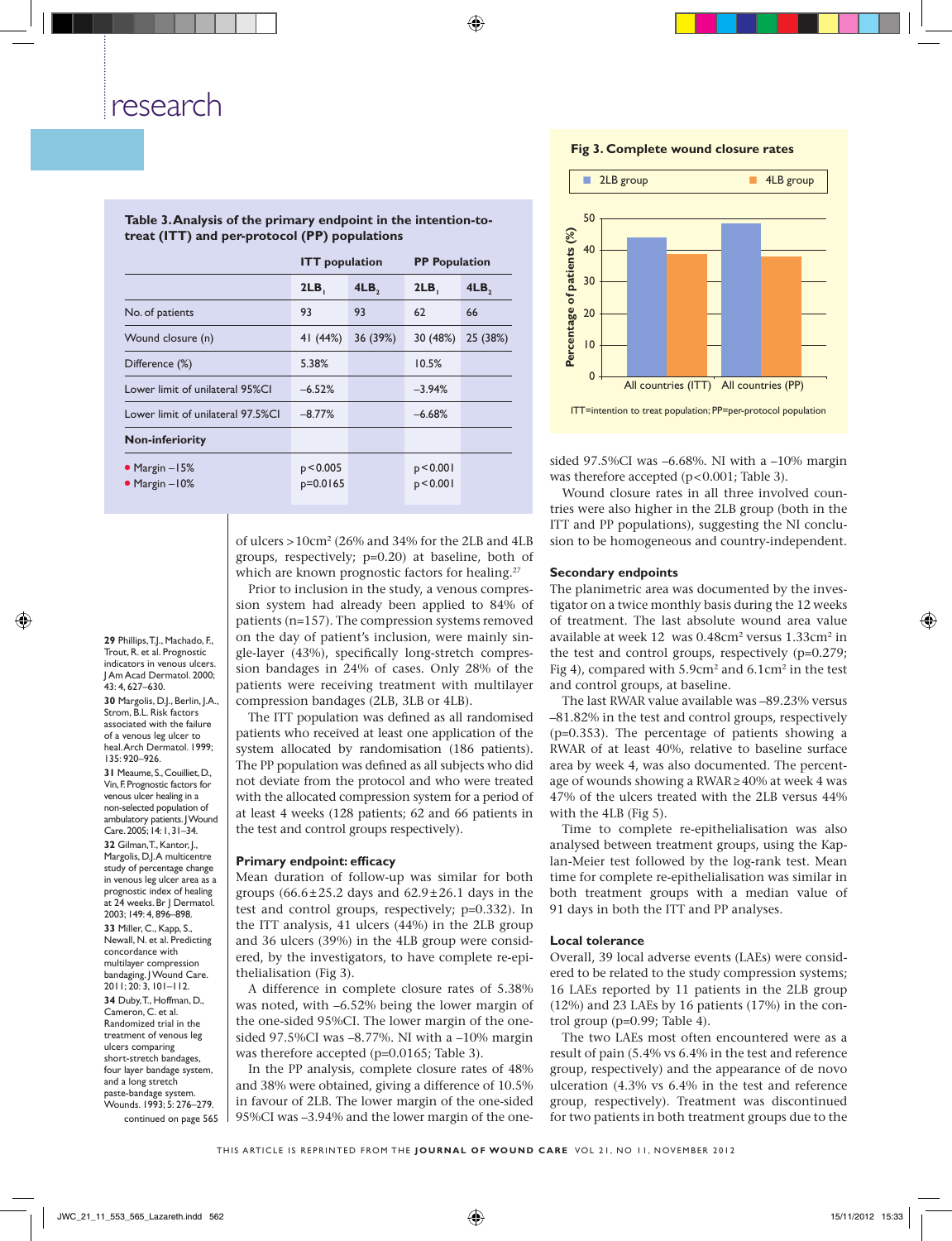**Table 3. Analysis of the primary endpoint in the intention-to-treat (ITT) and per-protocol (PP) populations**

| | ITT population | | PP Population | |
|---|---|---|---|---|
| | $2LB_1$ | $4LB_2$ | $2LB_1$ | $4LB_2$ |
| No. of patients | 93 | 93 | 62 | 66 |
| Wound closure (n) | 41 (44%) | 36 (39%) | 30 (48%) | 25 (38%) |
| Difference (%) | 5.38% | | 10.5% | |
| Lower limit of unilateral 95%CI | –6.52% | | –3.94% | |
| Lower limit of unilateral 97.5%CI | –8.77% | | –6.68% | |
| **Non-inferiority** | | | | |
| • Margin –15% | $p<0.005$ | | $p<0.001$ | |
| • Margin –10% | $p=0.0165$ | | $p<0.001$ | |

**Fig 3. Complete wound closure rates**

| | 2LB group | 4LB group |
|---|---|---|
| All countries (ITT) | 44 | 39 |
| All countries (PP) | 48 | 38 |

ITT=intention to treat population; PP=per-protocol population

of ulcers >10cm² (26% and 34% for the 2LB and 4LB groups, respectively; p=0.20) at baseline, both of which are known prognostic factors for healing.[27]

Prior to inclusion in the study, a venous compression system had already been applied to 84% of patients (n=157). The compression systems removed on the day of patient's inclusion, were mainly single-layer (43%), specifically long-stretch compression bandages in 24% of cases. Only 28% of the patients were receiving treatment with multilayer compression bandages (2LB, 3LB or 4LB).

The ITT population was defined as all randomised patients who received at least one application of the system allocated by randomisation (186 patients). The PP population was defined as all subjects who did not deviate from the protocol and who were treated with the allocated compression system for a period of at least 4 weeks (128 patients; 62 and 66 patients in the test and control groups respectively).

## Primary endpoint: efficacy

Mean duration of follow-up was similar for both groups (66.6±25.2 days and 62.9±26.1 days in the test and control groups, respectively; p=0.332). In the ITT analysis, 41 ulcers (44%) in the 2LB group and 36 ulcers (39%) in the 4LB group were considered, by the investigators, to have complete re-epithelialisation (Fig 3).

A difference in complete closure rates of 5.38% was noted, with –6.52% being the lower margin of the one-sided 95%CI. The lower margin of the one-sided 97.5%CI was –8.77%. NI with a –10% margin was therefore accepted (p=0.0165; Table 3).

In the PP analysis, complete closure rates of 48% and 38% were obtained, giving a difference of 10.5% in favour of 2LB. The lower margin of the one-sided 95%CI was –3.94% and the lower margin of the one-sided 97.5%CI was –6.68%. NI with a –10% margin was therefore accepted (p<0.001; Table 3).

Wound closure rates in all three involved countries were also higher in the 2LB group (both in the ITT and PP populations), suggesting the NI conclusion to be homogeneous and country-independent.

## Secondary endpoints

The planimetric area was documented by the investigator on a twice monthly basis during the 12 weeks of treatment. The last absolute wound area value available at week 12 was 0.48cm² versus 1.33cm² in the test and control groups, respectively (p=0.279; Fig 4), compared with 5.9cm² and 6.1cm² in the test and control groups, at baseline.

The last RWAR value available was –89.23% versus –81.82% in the test and control groups, respectively (p=0.353). The percentage of patients showing a RWAR of at least 40%, relative to baseline surface area by week 4, was also documented. The percentage of wounds showing a RWAR≥40% at week 4 was 47% of the ulcers treated with the 2LB versus 44% with the 4LB (Fig 5).

Time to complete re-epithelialisation was also analysed between treatment groups, using the Kaplan-Meier test followed by the log-rank test. Mean time for complete re-epithelialisation was similar in both treatment groups with a median value of 91 days in both the ITT and PP analyses.

## Local tolerance

Overall, 39 local adverse events (LAEs) were considered to be related to the study compression systems; 16 LAEs reported by 11 patients in the 2LB group (12%) and 23 LAEs by 16 patients (17%) in the control group (p=0.99; Table 4).

The two LAEs most often encountered were as a result of pain (5.4% vs 6.4% in the test and reference group, respectively) and the appearance of de novo ulceration (4.3% vs 6.4% in the test and reference group, respectively). Treatment was discontinued for two patients in both treatment groups due to the

---

**29** Phillips, T.J., Machado, F., Trout, R. et al. Prognostic indicators in venous ulcers. J Am Acad Dermatol. 2000; 43: 4, 627–630.

**30** Margolis, D.J., Berlin, J.A., Strom, B.L. Risk factors associated with the failure of a venous leg ulcer to heal. Arch Dermatol. 1999; 135: 920–926.

**31** Meaume, S., Couilliet, D., Vin, F. Prognostic factors for venous ulcer healing in a non-selected population of ambulatory patients. J Wound Care. 2005; 14: 1, 31–34.

**32** Gilman, T., Kantor, J., Margolis, D.J. A multicentre study of percentage change in venous leg ulcer area as a prognostic index of healing at 24 weeks. Br J Dermatol. 2003; 149: 4, 896–898.

**33** Miller, C., Kapp, S., Newall, N. et al. Predicting concordance with multilayer compression bandaging. J Wound Care. 2011; 20: 3, 101–112.

**34** Duby, T., Hoffman, D., Cameron, C. et al. Randomized trial in the treatment of venous leg ulcers comparing short-stretch bandages, four layer bandage system, and a long stretch paste-bandage system. Wounds. 1993; 5: 276–279.

continued on page 565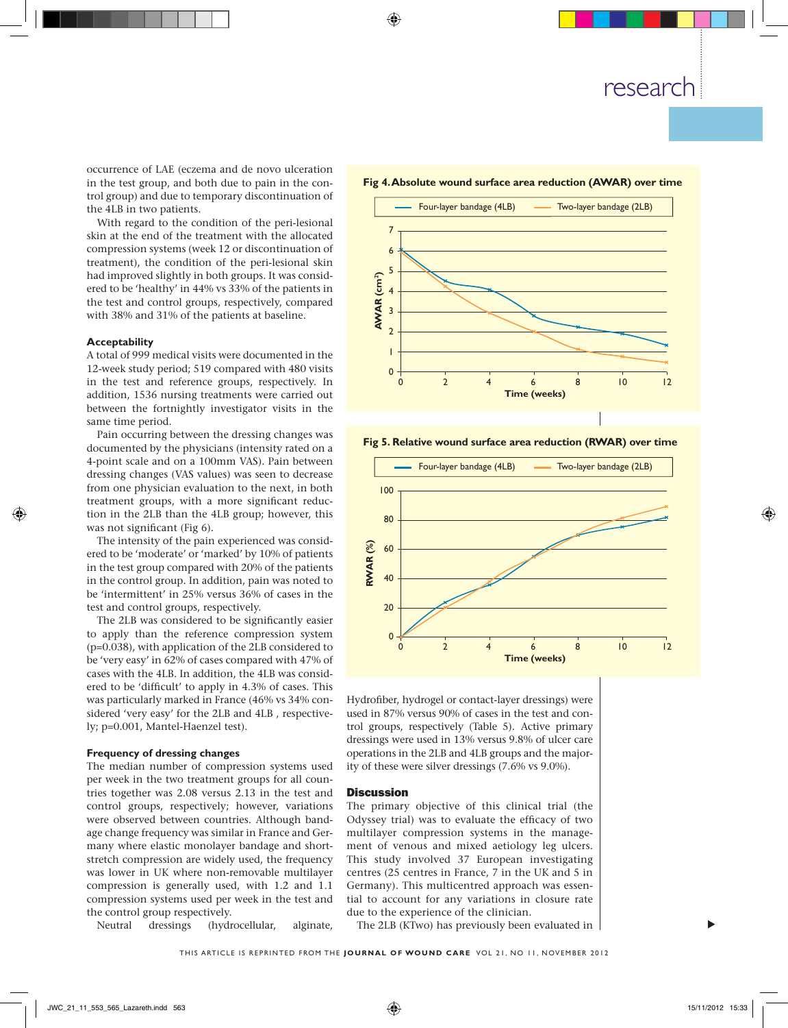occurrence of LAE (eczema and de novo ulceration in the test group, and both due to pain in the control group) and due to temporary discontinuation of the 4LB in two patients.

With regard to the condition of the peri-lesional skin at the end of the treatment with the allocated compression systems (week 12 or discontinuation of treatment), the condition of the peri-lesional skin had improved slightly in both groups. It was considered to be 'healthy' in 44% vs 33% of the patients in the test and control groups, respectively, compared with 38% and 31% of the patients at baseline.

### Acceptability

A total of 999 medical visits were documented in the 12-week study period; 519 compared with 480 visits in the test and reference groups, respectively. In addition, 1536 nursing treatments were carried out between the fortnightly investigator visits in the same time period.

Pain occurring between the dressing changes was documented by the physicians (intensity rated on a 4-point scale and on a 100mm VAS). Pain between dressing changes (VAS values) was seen to decrease from one physician evaluation to the next, in both treatment groups, with a more significant reduction in the 2LB than the 4LB group; however, this was not significant (Fig 6).

The intensity of the pain experienced was considered to be 'moderate' or 'marked' by 10% of patients in the test group compared with 20% of the patients in the control group. In addition, pain was noted to be 'intermittent' in 25% versus 36% of cases in the test and control groups, respectively.

The 2LB was considered to be significantly easier to apply than the reference compression system (p=0.038), with application of the 2LB considered to be 'very easy' in 62% of cases compared with 47% of cases with the 4LB. In addition, the 4LB was considered to be 'difficult' to apply in 4.3% of cases. This was particularly marked in France (46% vs 34% considered 'very easy' for the 2LB and 4LB , respectively; p=0.001, Mantel-Haenzel test).

### Frequency of dressing changes

The median number of compression systems used per week in the two treatment groups for all countries together was 2.08 versus 2.13 in the test and control groups, respectively; however, variations were observed between countries. Although bandage change frequency was similar in France and Germany where elastic monolayer bandage and short-stretch compression are widely used, the frequency was lower in UK where non-removable multilayer compression is generally used, with 1.2 and 1.1 compression systems used per week in the test and the control group respectively.

Neutral dressings (hydrocellular, alginate, Hydrofiber, hydrogel or contact-layer dressings) were used in 87% versus 90% of cases in the test and control groups, respectively (Table 5). Active primary dressings were used in 13% versus 9.8% of ulcer care operations in the 2LB and 4LB groups and the majority of these were silver dressings (7.6% vs 9.0%).

**Fig 4. Absolute wound surface area reduction (AWAR) over time**

**Fig 5. Relative wound surface area reduction (RWAR) over time**

## Discussion

The primary objective of this clinical trial (the Odyssey trial) was to evaluate the efficacy of two multilayer compression systems in the management of venous and mixed aetiology leg ulcers. This study involved 37 European investigating centres (25 centres in France, 7 in the UK and 5 in Germany). This multicentred approach was essential to account for any variations in closure rate due to the experience of the clinician.

The 2LB (KTwo) has previously been evaluated in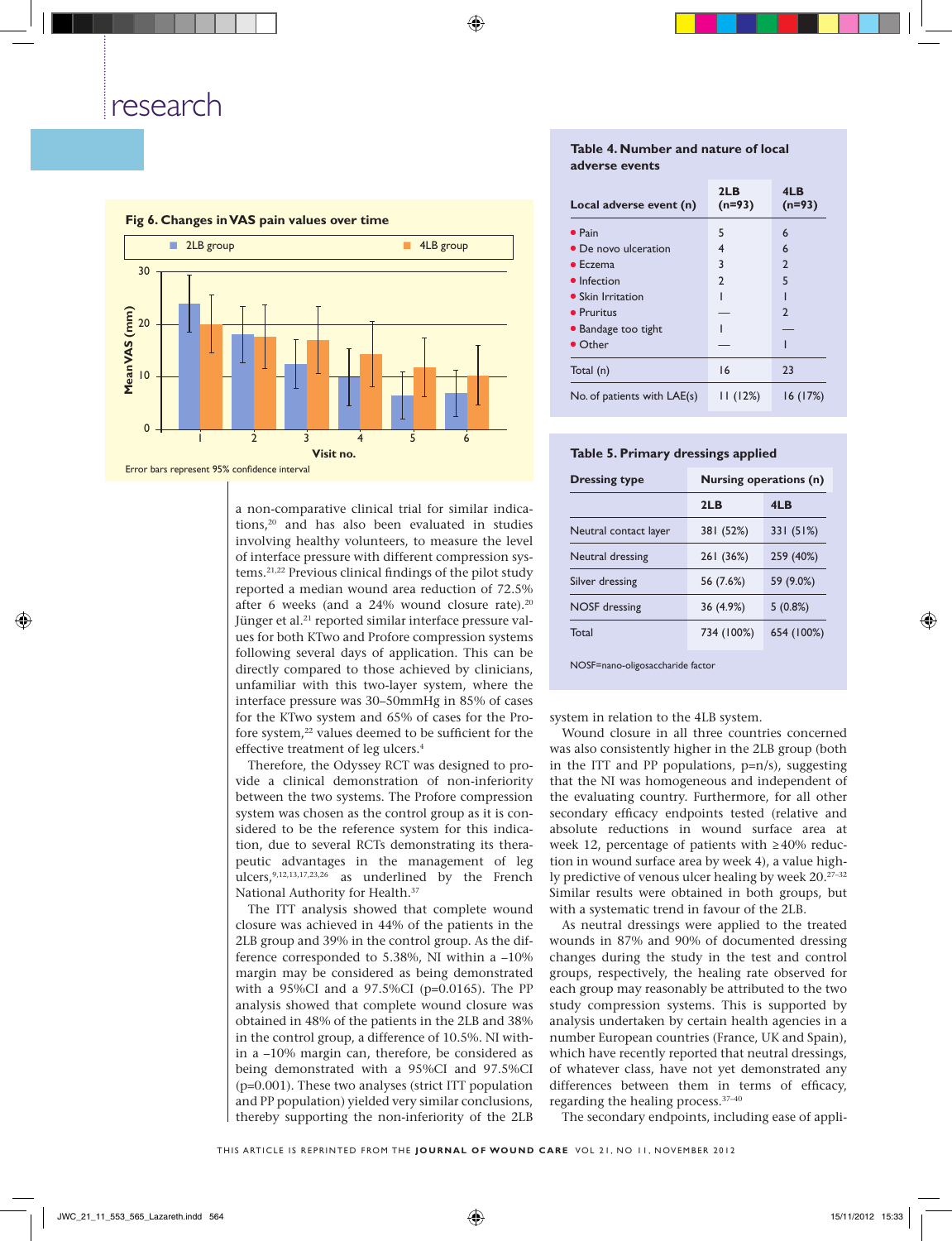### Fig 6. Changes in VAS pain values over time

Error bars represent 95% confidence interval

a non-comparative clinical trial for similar indications,[20] and has also been evaluated in studies involving healthy volunteers, to measure the level of interface pressure with different compression systems.[21,22] Previous clinical findings of the pilot study reported a median wound area reduction of 72.5% after 6 weeks (and a 24% wound closure rate).[20] Jünger et al.[21] reported similar interface pressure values for both KTwo and Profore compression systems following several days of application. This can be directly compared to those achieved by clinicians, unfamiliar with this two-layer system, where the interface pressure was 30–50mmHg in 85% of cases for the KTwo system and 65% of cases for the Profore system,[22] values deemed to be sufficient for the effective treatment of leg ulcers.[4]

Therefore, the Odyssey RCT was designed to provide a clinical demonstration of non-inferiority between the two systems. The Profore compression system was chosen as the control group as it is considered to be the reference system for this indication, due to several RCTs demonstrating its therapeutic advantages in the management of leg ulcers,[9,12,13,17,23,26] as underlined by the French National Authority for Health.[37]

The ITT analysis showed that complete wound closure was achieved in 44% of the patients in the 2LB group and 39% in the control group. As the difference corresponded to 5.38%, NI within a –10% margin may be considered as being demonstrated with a 95%CI and a 97.5%CI (p=0.0165). The PP analysis showed that complete wound closure was obtained in 48% of the patients in the 2LB and 38% in the control group, a difference of 10.5%. NI within a –10% margin can, therefore, be considered as being demonstrated with a 95%CI and 97.5%CI (p=0.001). These two analyses (strict ITT population and PP population) yielded very similar conclusions, thereby supporting the non-inferiority of the 2LB system in relation to the 4LB system.

Wound closure in all three countries concerned was also consistently higher in the 2LB group (both in the ITT and PP populations, p=n/s), suggesting that the NI was homogeneous and independent of the evaluating country. Furthermore, for all other secondary efficacy endpoints tested (relative and absolute reductions in wound surface area at week 12, percentage of patients with ≥40% reduction in wound surface area by week 4), a value highly predictive of venous ulcer healing by week 20.[27–32] Similar results were obtained in both groups, but with a systematic trend in favour of the 2LB.

As neutral dressings were applied to the treated wounds in 87% and 90% of documented dressing changes during the study in the test and control groups, respectively, the healing rate observed for each group may reasonably be attributed to the two study compression systems. This is supported by analysis undertaken by certain health agencies in a number European countries (France, UK and Spain), which have recently reported that neutral dressings, of whatever class, have not yet demonstrated any differences between them in terms of efficacy, regarding the healing process.[37–40]

The secondary endpoints, including ease of appli-

### Table 4. Number and nature of local adverse events

| Local adverse event (n) | 2LB (n=93) | 4LB (n=93) |
|---|---|---|
| • Pain | 5 | 6 |
| • De novo ulceration | 4 | 6 |
| • Eczema | 3 | 2 |
| • Infection | 2 | 5 |
| • Skin Irritation | 1 | 1 |
| • Pruritus | — | 2 |
| • Bandage too tight | 1 | — |
| • Other | — | 1 |
| Total (n) | 16 | 23 |
| No. of patients with LAE(s) | 11 (12%) | 16 (17%) |

### Table 5. Primary dressings applied

| Dressing type | Nursing operations (n) | |
|---|---|---|
| | 2LB | 4LB |
| Neutral contact layer | 381 (52%) | 331 (51%) |
| Neutral dressing | 261 (36%) | 259 (40%) |
| Silver dressing | 56 (7.6%) | 59 (9.0%) |
| NOSF dressing | 36 (4.9%) | 5 (0.8%) |
| Total | 734 (100%) | 654 (100%) |

NOSF=nano-oligosaccharide factor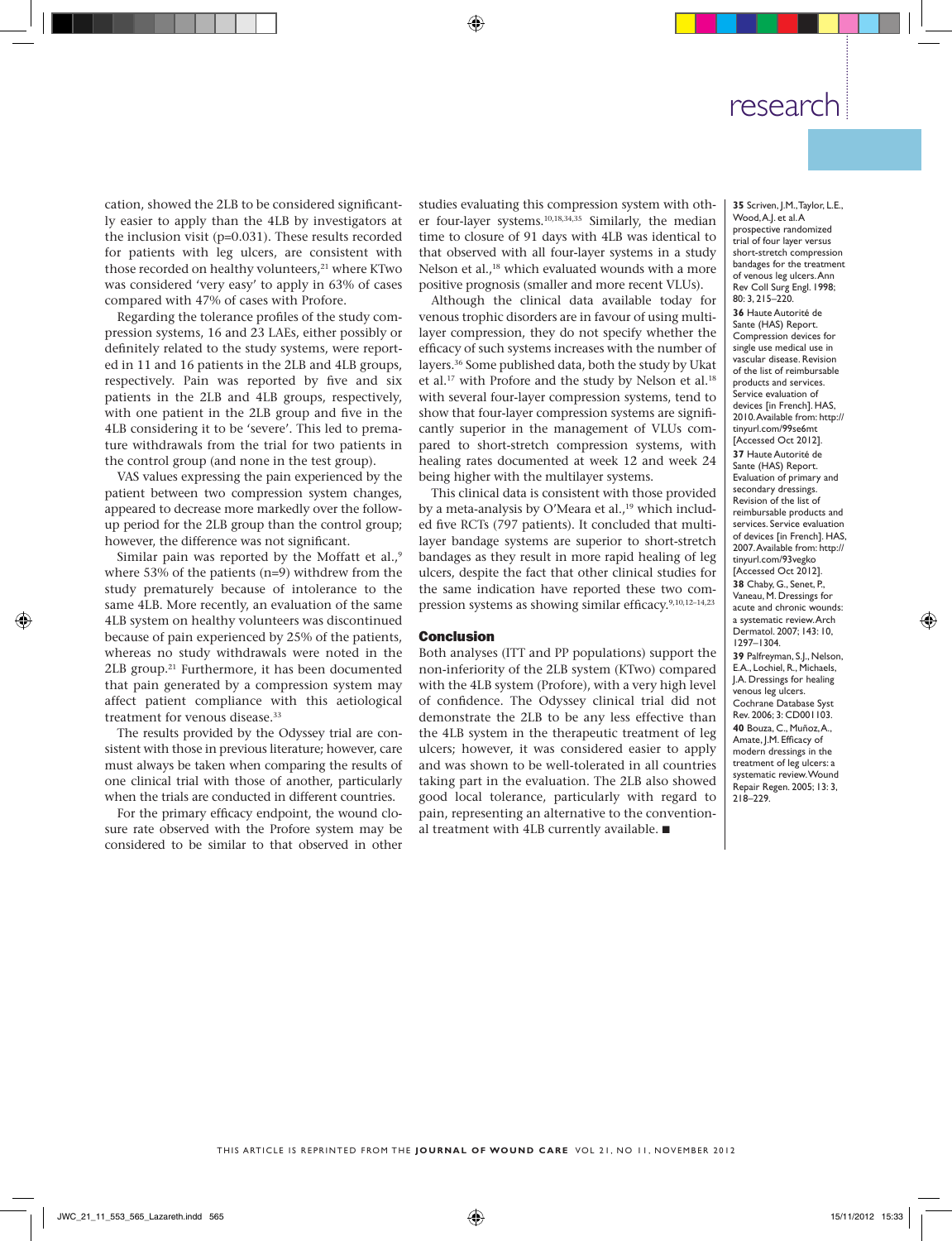cation, showed the 2LB to be considered significantly easier to apply than the 4LB by investigators at the inclusion visit (p=0.031). These results recorded for patients with leg ulcers, are consistent with those recorded on healthy volunteers,[21] where KTwo was considered 'very easy' to apply in 63% of cases compared with 47% of cases with Profore.

Regarding the tolerance profiles of the study compression systems, 16 and 23 LAEs, either possibly or definitely related to the study systems, were reported in 11 and 16 patients in the 2LB and 4LB groups, respectively. Pain was reported by five and six patients in the 2LB and 4LB groups, respectively, with one patient in the 2LB group and five in the 4LB considering it to be 'severe'. This led to premature withdrawals from the trial for two patients in the control group (and none in the test group).

VAS values expressing the pain experienced by the patient between two compression system changes, appeared to decrease more markedly over the follow-up period for the 2LB group than the control group; however, the difference was not significant.

Similar pain was reported by the Moffatt et al.,[9] where 53% of the patients (n=9) withdrew from the study prematurely because of intolerance to the same 4LB. More recently, an evaluation of the same 4LB system on healthy volunteers was discontinued because of pain experienced by 25% of the patients, whereas no study withdrawals were noted in the 2LB group.[21] Furthermore, it has been documented that pain generated by a compression system may affect patient compliance with this aetiological treatment for venous disease.[33]

The results provided by the Odyssey trial are consistent with those in previous literature; however, care must always be taken when comparing the results of one clinical trial with those of another, particularly when the trials are conducted in different countries.

For the primary efficacy endpoint, the wound closure rate observed with the Profore system may be considered to be similar to that observed in other studies evaluating this compression system with other four-layer systems.[10,18,34,35] Similarly, the median time to closure of 91 days with 4LB was identical to that observed with all four-layer systems in a study Nelson et al.,[18] which evaluated wounds with a more positive prognosis (smaller and more recent VLUs).

Although the clinical data available today for venous trophic disorders are in favour of using multilayer compression, they do not specify whether the efficacy of such systems increases with the number of layers.[36] Some published data, both the study by Ukat et al.[17] with Profore and the study by Nelson et al.[18] with several four-layer compression systems, tend to show that four-layer compression systems are significantly superior in the management of VLUs compared to short-stretch compression systems, with healing rates documented at week 12 and week 24 being higher with the multilayer systems.

This clinical data is consistent with those provided by a meta-analysis by O'Meara et al.,[19] which included five RCTs (797 patients). It concluded that multilayer bandage systems are superior to short-stretch bandages as they result in more rapid healing of leg ulcers, despite the fact that other clinical studies for the same indication have reported these two compression systems as showing similar efficacy.[9,10,12–14,23]

## Conclusion

Both analyses (ITT and PP populations) support the non-inferiority of the 2LB system (KTwo) compared with the 4LB system (Profore), with a very high level of confidence. The Odyssey clinical trial did not demonstrate the 2LB to be any less effective than the 4LB system in the therapeutic treatment of leg ulcers; however, it was considered easier to apply and was shown to be well-tolerated in all countries taking part in the evaluation. The 2LB also showed good local tolerance, particularly with regard to pain, representing an alternative to the conventional treatment with 4LB currently available. ■

**35** Scriven, J.M., Taylor, L.E., Wood, A.J. et al. A prospective randomized trial of four layer versus short-stretch compression bandages for the treatment of venous leg ulcers. Ann Rev Coll Surg Engl. 1998; 80: 3, 215–220.

**36** Haute Autorité de Sante (HAS) Report. Compression devices for single use medical use in vascular disease. Revision of the list of reimbursable products and services. Service evaluation of devices [in French]. HAS, 2010. Available from: http://tinyurl.com/99se6mt [Accessed Oct 2012].

**37** Haute Autorité de Sante (HAS) Report. Evaluation of primary and secondary dressings. Revision of the list of reimbursable products and services. Service evaluation of devices [in French]. HAS, 2007. Available from: http://tinyurl.com/93vegko [Accessed Oct 2012].

**38** Chaby, G., Senet, P., Vaneau, M. Dressings for acute and chronic wounds: a systematic review. Arch Dermatol. 2007; 143: 10, 1297–1304.

**39** Palfreyman, S.J., Nelson, E.A., Lochiel, R., Michaels, J.A. Dressings for healing venous leg ulcers. Cochrane Database Syst Rev. 2006; 3: CD001103.

**40** Bouza, C., Muñoz, A., Amate, J.M. Efficacy of modern dressings in the treatment of leg ulcers: a systematic review. Wound Repair Regen. 2005; 13: 3, 218–229.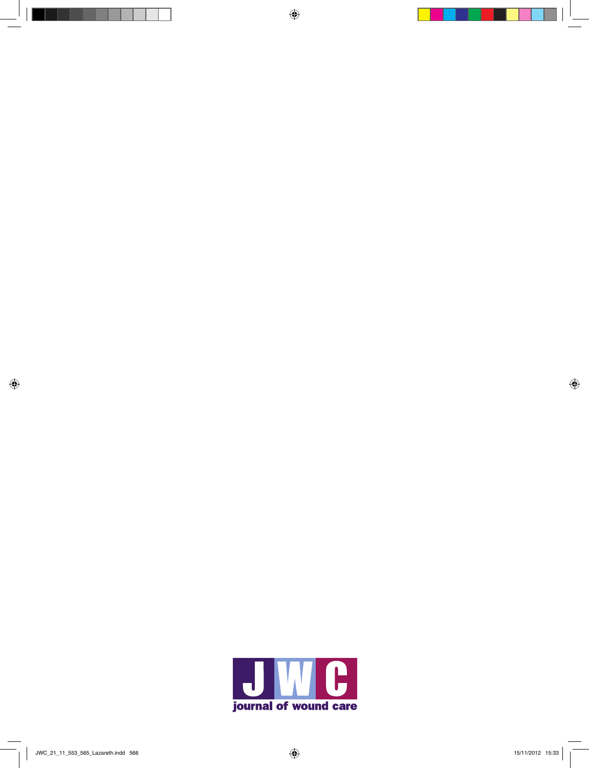journal of wound care